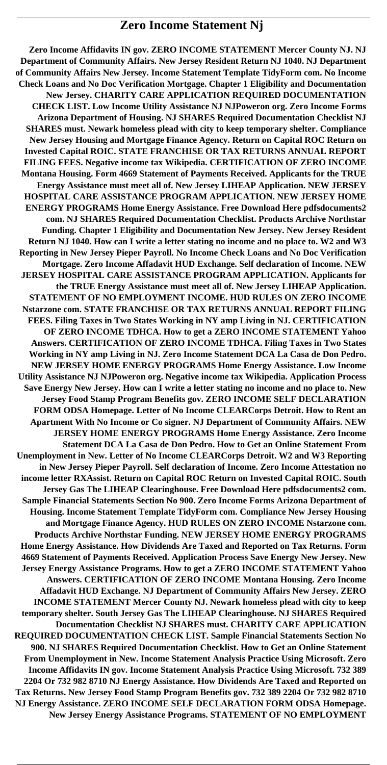# Zero Income Statement Nj

**Zero Income Affidavits IN gov. ZERO INCOME STATEMENT Mercer County NJ. NJ Department of Community Affairs. New Jersey Resident Return NJ 1040. NJ Department of Community Affairs New Jersey. Income Statement Template TidyForm com. No Income Check Loans and No Doc Verification Mortgage. Chapter 1 Eligibility and Documentation New Jersey. CHARITY CARE APPLICATION REQUIRED DOCUMENTATION CHECK LIST. Low Income Utility Assistance NJ NJPoweron org. Zero Income Forms Arizona Department of Housing. NJ SHARES Required Documentation Checklist NJ SHARES must. Newark homeless plead with city to keep temporary shelter. Compliance New Jersey Housing and Mortgage Finance Agency. Return on Capital ROC Return on Invested Capital ROIC. STATE FRANCHISE OR TAX RETURNS ANNUAL REPORT FILING FEES. Negative income tax Wikipedia. CERTIFICATION OF ZERO INCOME Montana Housing. Form 4669 Statement of Payments Received. Applicants for the TRUE Energy Assistance must meet all of. New Jersey LIHEAP Application. NEW JERSEY HOSPITAL CARE ASSISTANCE PROGRAM APPLICATION. NEW JERSEY HOME ENERGY PROGRAMS Home Energy Assistance. Free Download Here pdfsdocuments2 com. NJ SHARES Required Documentation Checklist. Products Archive Northstar Funding. Chapter 1 Eligibility and Documentation New Jersey. New Jersey Resident Return NJ 1040. How can I write a letter stating no income and no place to. W2 and W3 Reporting in New Jersey Pieper Payroll. No Income Check Loans and No Doc Verification Mortgage. Zero Income Affadavit HUD Exchange. Self declaration of Income. NEW JERSEY HOSPITAL CARE ASSISTANCE PROGRAM APPLICATION. Applicants for the TRUE Energy Assistance must meet all of. New Jersey LIHEAP Application. STATEMENT OF NO EMPLOYMENT INCOME. HUD RULES ON ZERO INCOME Nstarzone com. STATE FRANCHISE OR TAX RETURNS ANNUAL REPORT FILING FEES. Filing Taxes in Two States Working in NY amp Living in NJ. CERTIFICATION OF ZERO INCOME TDHCA. How to get a ZERO INCOME STATEMENT Yahoo Answers. CERTIFICATION OF ZERO INCOME TDHCA. Filing Taxes in Two States Working in NY amp Living in NJ. Zero Income Statement DCA La Casa de Don Pedro. NEW JERSEY HOME ENERGY PROGRAMS Home Energy Assistance. Low Income Utility Assistance NJ NJPoweron org. Negative income tax Wikipedia. Application Process Save Energy New Jersey. How can I write a letter stating no income and no place to. New Jersey Food Stamp Program Benefits gov. ZERO INCOME SELF DECLARATION FORM ODSA Homepage. Letter of No Income CLEARCorps Detroit. How to Rent an Apartment With No Income or Co signer. NJ Department of Community Affairs. NEW JERSEY HOME ENERGY PROGRAMS Home Energy Assistance. Zero Income Statement DCA La Casa de Don Pedro. How to Get an Online Statement From Unemployment in New. Letter of No Income CLEARCorps Detroit. W2 and W3 Reporting in New Jersey Pieper Payroll. Self declaration of Income. Zero Income Attestation no income letter RXAssist. Return on Capital ROC Return on Invested Capital ROIC. South Jersey Gas The LIHEAP Clearinghouse. Free Download Here pdfsdocuments2 com. Sample Financial Statements Section No 900. Zero Income Forms Arizona Department of Housing. Income Statement Template TidyForm com. Compliance New Jersey Housing and Mortgage Finance Agency. HUD RULES ON ZERO INCOME Nstarzone com. Products Archive Northstar Funding. NEW JERSEY HOME ENERGY PROGRAMS Home Energy Assistance. How Dividends Are Taxed and Reported on Tax Returns. Form 4669 Statement of Payments Received. Application Process Save Energy New Jersey. New Jersey Energy Assistance Programs. How to get a ZERO INCOME STATEMENT Yahoo Answers. CERTIFICATION OF ZERO INCOME Montana Housing. Zero Income Affadavit HUD Exchange. NJ Department of Community Affairs New Jersey. ZERO INCOME STATEMENT Mercer County NJ. Newark homeless plead with city to keep temporary shelter. South Jersey Gas The LIHEAP Clearinghouse. NJ SHARES Required Documentation Checklist NJ SHARES must. CHARITY CARE APPLICATION REQUIRED DOCUMENTATION CHECK LIST. Sample Financial Statements Section No 900. NJ SHARES Required Documentation Checklist. How to Get an Online Statement From Unemployment in New. Income Statement Analysis Practice Using Microsoft. Zero Income Affidavits IN gov. Income Statement Analysis Practice Using Microsoft. 732 389 2204 Or 732 982 8710 NJ Energy Assistance. How Dividends Are Taxed and Reported on Tax Returns. New Jersey Food Stamp Program Benefits gov. 732 389 2204 Or 732 982 8710 NJ Energy Assistance. ZERO INCOME SELF DECLARATION FORM ODSA Homepage. New Jersey Energy Assistance Programs. STATEMENT OF NO EMPLOYMENT**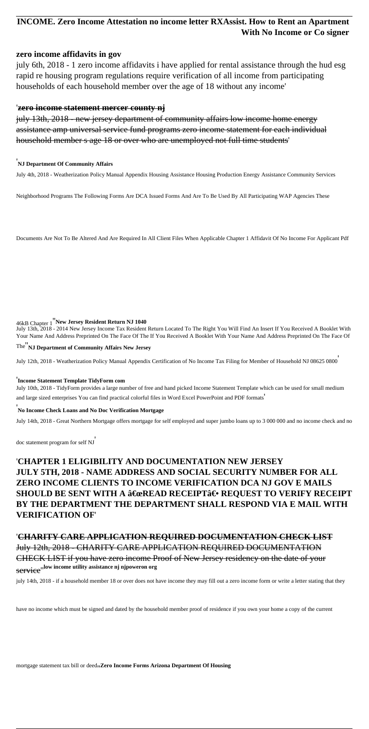**INCOME. Zero Income Attestation no income letter RXAssist. How to Rent an Apartment With No Income or Co signer**

## zero income affidavits in gov

july 6th, 2018 - 1 zero income affidavits i have applied for rental assistance through the hud esg rapid re housing program regulations require verification of all income from participating households of each household member over the age of 18 without any income'

## 'zero income statement mercer county nj

july 13th, 2018 - new jersey department of community affairs low income home energy assistance amp universal service fund programs zero income statement for each individual household member s age 18 or over who are unemployed not full time students'

'**NJ Department Of Community Affairs**

July 4th, 2018 - Weatherization Policy Manual Appendix Housing Assistance Housing Production Energy Assistance Community Services Neighborhood Programs The Following Forms Are DCA Issued Forms And Are To Be Used By All Participating WAP Agencies These Documents Are Not To Be Altered And Are Required In All Client Files When Applicable Chapter 1 Affidavit Of No Income For Applicant Pdf 46kB Chapter 1''**New Jersey Resident Return NJ 1040**

July 13th, 2018 - 2014 New Jersey Income Tax Resident Return Located To The Right You Will Find An Insert If You Received A Booklet With Your Name And Address Preprinted On The Face Of The If You Received A Booklet With Your Name And Address Preprinted On The Face Of The''**NJ Department of Community Affairs New Jersey**

July 12th, 2018 - Weatherization Policy Manual Appendix Certification of No Income Tax Filing for Member of Household NJ 08625 0800'

'**Income Statement Template TidyForm com**

July 10th, 2018 - TidyForm provides a large number of free and hand picked Income Statement Template which can be used for small medium and large sized enterprises You can find practical colorful files in Word Excel PowerPoint and PDF formats'

'**No Income Check Loans and No Doc Verification Mortgage**

July 14th, 2018 - Great Northern Mortgage offers mortgage for self employed and super jumbo loans up to 3 000 000 and no income check and no doc statement program for self NJ'

'**CHAPTER 1 ELIGIBILITY AND DOCUMENTATION NEW JERSEY JULY 5TH, 2018 - NAME ADDRESS AND SOCIAL SECURITY NUMBER FOR ALL ZERO INCOME CLIENTS TO INCOME VERIFICATION DCA NJ GOV E MAILS SHOULD BE SENT WITH A â€œREAD RECEIPTâ€ REQUEST TO VERIFY RECEIPT BY THE DEPARTMENT THE DEPARTMENT SHALL RESPOND VIA E MAIL WITH VERIFICATION OF**'

'**CHARITY CARE APPLICATION REQUIRED DOCUMENTATION CHECK LIST**

July 12th, 2018 - CHARITY CARE APPLICATION REQUIRED DOCUMENTATION CHECK LIST if you have zero income Proof of New Jersey residency on the date of your service''**low income utility assistance nj njpoweron org**

july 14th, 2018 - if a household member 18 or over does not have income they may fill out a zero income form or write a letter stating that they have no income which must be signed and dated by the household member proof of residence if you own your home a copy of the current mortgage statement tax bill or deed''**Zero Income Forms Arizona Department Of Housing**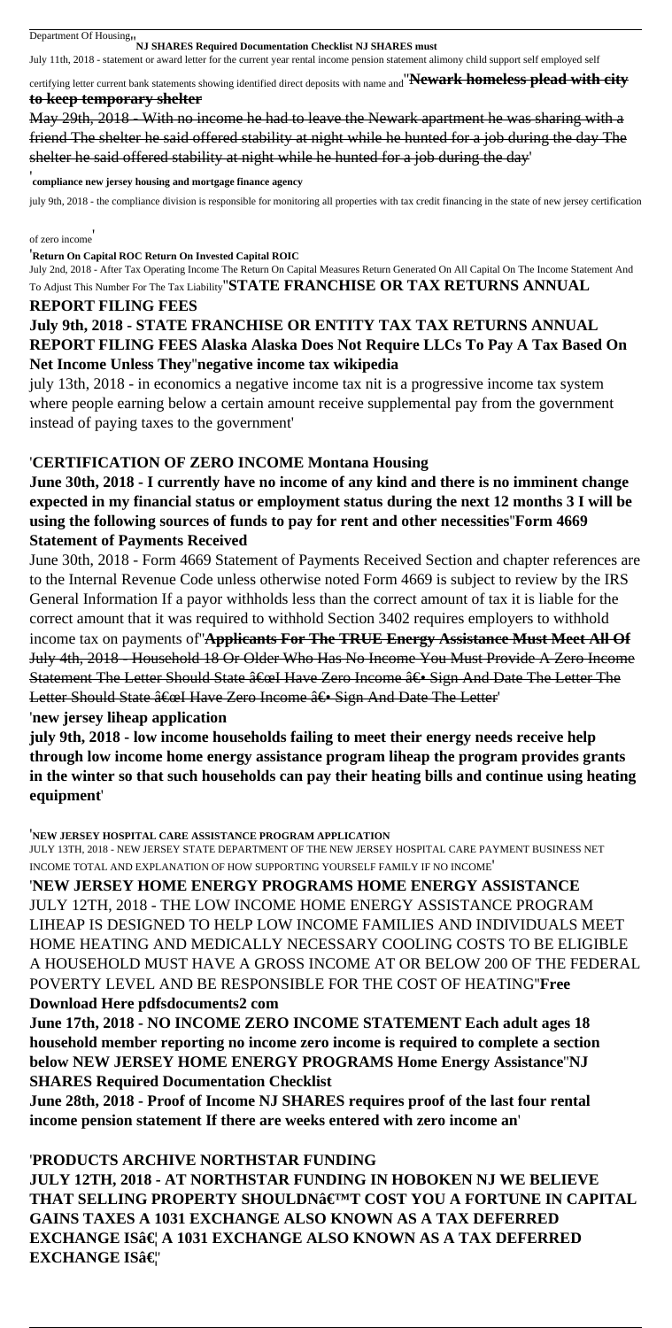Department Of Housing''**NJ SHARES Required Documentation Checklist NJ SHARES must**

July 11th, 2018 - statement or award letter for the current year rental income pension statement alimony child support self employed self certifying letter current bank statements showing identified direct deposits with name and''**Newark homeless plead with city to keep temporary shelter**

May 29th, 2018 - With no income he had to leave the Newark apartment he was sharing with a friend The shelter he said offered stability at night while he hunted for a job during the day The shelter he said offered stability at night while he hunted for a job during the day'

'**compliance new jersey housing and mortgage finance agency**

july 9th, 2018 - the compliance division is responsible for monitoring all properties with tax credit financing in the state of new jersey certification of zero income'

'**Return On Capital ROC Return On Invested Capital ROIC**

July 2nd, 2018 - After Tax Operating Income The Return On Capital Measures Return Generated On All Capital On The Income Statement And To Adjust This Number For The Tax Liability''**STATE FRANCHISE OR TAX RETURNS ANNUAL REPORT FILING FEES**

**July 9th, 2018 - STATE FRANCHISE OR ENTITY TAX TAX RETURNS ANNUAL REPORT FILING FEES Alaska Alaska Does Not Require LLCs To Pay A Tax Based On Net Income Unless They**''**negative income tax wikipedia**

july 13th, 2018 - in economics a negative income tax nit is a progressive income tax system where people earning below a certain amount receive supplemental pay from the government instead of paying taxes to the government'

'**CERTIFICATION OF ZERO INCOME Montana Housing**

**June 30th, 2018 - I currently have no income of any kind and there is no imminent change expected in my financial status or employment status during the next 12 months 3 I will be using the following sources of funds to pay for rent and other necessities**''**Form 4669 Statement of Payments Received**

June 30th, 2018 - Form 4669 Statement of Payments Received Section and chapter references are to the Internal Revenue Code unless otherwise noted Form 4669 is subject to review by the IRS General Information If a payor withholds less than the correct amount of tax it is liable for the correct amount that it was required to withhold Section 3402 requires employers to withhold income tax on payments of''**Applicants For The TRUE Energy Assistance Must Meet All Of**

July 4th, 2018 - Household 18 Or Older Who Has No Income You Must Provide A Zero Income Statement The Letter Should State â€œI Have Zero Income â€• Sign And Date The Letter The Letter Should State â€œI Have Zero Income â€• Sign And Date The Letter'

'**new jersey liheap application**

**july 9th, 2018 - low income households failing to meet their energy needs receive help through low income home energy assistance program liheap the program provides grants in the winter so that such households can pay their heating bills and continue using heating equipment**'

'**NEW JERSEY HOSPITAL CARE ASSISTANCE PROGRAM APPLICATION**

JULY 13TH, 2018 - NEW JERSEY STATE DEPARTMENT OF THE NEW JERSEY HOSPITAL CARE PAYMENT BUSINESS NET INCOME TOTAL AND EXPLANATION OF HOW SUPPORTING YOURSELF FAMILY IF NO INCOME'

'**NEW JERSEY HOME ENERGY PROGRAMS HOME ENERGY ASSISTANCE**

JULY 12TH, 2018 - THE LOW INCOME HOME ENERGY ASSISTANCE PROGRAM LIHEAP IS DESIGNED TO HELP LOW INCOME FAMILIES AND INDIVIDUALS MEET HOME HEATING AND MEDICALLY NECESSARY COOLING COSTS TO BE ELIGIBLE A HOUSEHOLD MUST HAVE A GROSS INCOME AT OR BELOW 200 OF THE FEDERAL POVERTY LEVEL AND BE RESPONSIBLE FOR THE COST OF HEATING''**Free Download Here pdfsdocuments2 com**

**June 17th, 2018 - NO INCOME ZERO INCOME STATEMENT Each adult ages 18 household member reporting no income zero income is required to complete a section below NEW JERSEY HOME ENERGY PROGRAMS Home Energy Assistance**''**NJ SHARES Required Documentation Checklist**

**June 28th, 2018 - Proof of Income NJ SHARES requires proof of the last four rental income pension statement If there are weeks entered with zero income an**'

'**PRODUCTS ARCHIVE NORTHSTAR FUNDING**

**JULY 12TH, 2018 - AT NORTHSTAR FUNDING IN HOBOKEN NJ WE BELIEVE THAT SELLING PROPERTY SHOULDNâ€™T COST YOU A FORTUNE IN CAPITAL GAINS TAXES A 1031 EXCHANGE ALSO KNOWN AS A TAX DEFERRED EXCHANGE ISâ€¦ A 1031 EXCHANGE ALSO KNOWN AS A TAX DEFERRED EXCHANGE ISâ€¦**''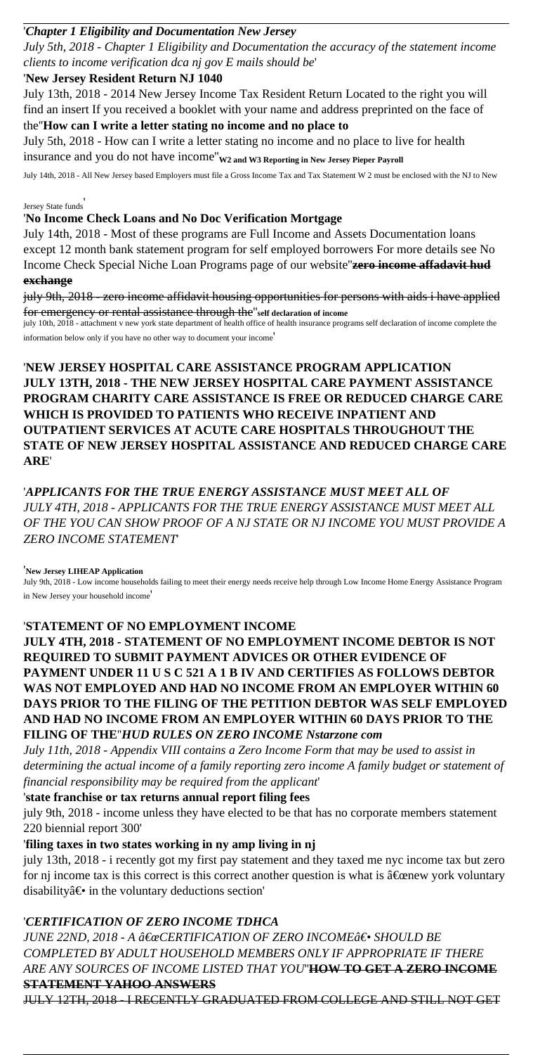'*Chapter 1 Eligibility and Documentation New Jersey*

*July 5th, 2018 - Chapter 1 Eligibility and Documentation the accuracy of the statement income clients to income verification dca nj gov E mails should be*'

'**New Jersey Resident Return NJ 1040**

July 13th, 2018 - 2014 New Jersey Income Tax Resident Return Located to the right you will find an insert If you received a booklet with your name and address preprinted on the face of the''**How can I write a letter stating no income and no place to**

July 5th, 2018 - How can I write a letter stating no income and no place to live for health insurance and you do not have income''**W2 and W3 Reporting in New Jersey Pieper Payroll**

July 14th, 2018 - All New Jersey based Employers must file a Gross Income Tax and Tax Statement W 2 must be enclosed with the NJ to New Jersey State funds'

'**No Income Check Loans and No Doc Verification Mortgage**

July 14th, 2018 - Most of these programs are Full Income and Assets Documentation loans except 12 month bank statement program for self employed borrowers For more details see No Income Check Special Niche Loan Programs page of our website''**zero income affadavit hud exchange**

july 9th, 2018 - zero income affidavit housing opportunities for persons with aids i have applied for emergency or rental assistance through the''**self declaration of income**

july 10th, 2018 - attachment v new york state department of health office of health insurance programs self declaration of income complete the information below only if you have no other way to document your income'

'**NEW JERSEY HOSPITAL CARE ASSISTANCE PROGRAM APPLICATION JULY 13TH, 2018 - THE NEW JERSEY HOSPITAL CARE PAYMENT ASSISTANCE PROGRAM CHARITY CARE ASSISTANCE IS FREE OR REDUCED CHARGE CARE WHICH IS PROVIDED TO PATIENTS WHO RECEIVE INPATIENT AND OUTPATIENT SERVICES AT ACUTE CARE HOSPITALS THROUGHOUT THE STATE OF NEW JERSEY HOSPITAL ASSISTANCE AND REDUCED CHARGE CARE ARE**'

'***APPLICANTS FOR THE TRUE ENERGY ASSISTANCE MUST MEET ALL OF***

*JULY 4TH, 2018 - APPLICANTS FOR THE TRUE ENERGY ASSISTANCE MUST MEET ALL OF THE YOU CAN SHOW PROOF OF A NJ STATE OR NJ INCOME YOU MUST PROVIDE A ZERO INCOME STATEMENT*'

'**New Jersey LIHEAP Application**

July 9th, 2018 - Low income households failing to meet their energy needs receive help through Low Income Home Energy Assistance Program in New Jersey your household income'

'**STATEMENT OF NO EMPLOYMENT INCOME**

**JULY 4TH, 2018 - STATEMENT OF NO EMPLOYMENT INCOME DEBTOR IS NOT REQUIRED TO SUBMIT PAYMENT ADVICES OR OTHER EVIDENCE OF PAYMENT UNDER 11 U S C 521 A 1 B IV AND CERTIFIES AS FOLLOWS DEBTOR WAS NOT EMPLOYED AND HAD NO INCOME FROM AN EMPLOYER WITHIN 60 DAYS PRIOR TO THE FILING OF THE PETITION DEBTOR WAS SELF EMPLOYED AND HAD NO INCOME FROM AN EMPLOYER WITHIN 60 DAYS PRIOR TO THE FILING OF THE**''***HUD RULES ON ZERO INCOME Nstarzone com***

*July 11th, 2018 - Appendix VIII contains a Zero Income Form that may be used to assist in determining the actual income of a family reporting zero income A family budget or statement of financial responsibility may be required from the applicant*'

'**state franchise or tax returns annual report filing fees**

july 9th, 2018 - income unless they have elected to be that has no corporate members statement 220 biennial report 300'

'**filing taxes in two states working in ny amp living in nj**

july 13th, 2018 - i recently got my first pay statement and they taxed me nyc income tax but zero for nj income tax is this correct is this correct another question is what is â€œnew york voluntary disabilityâ€• in the voluntary deductions section'

'***CERTIFICATION OF ZERO INCOME TDHCA***

*JUNE 22ND, 2018 - A â€œCERTIFICATION OF ZERO INCOMEâ€• SHOULD BE COMPLETED BY ADULT HOUSEHOLD MEMBERS ONLY IF APPROPRIATE IF THERE ARE ANY SOURCES OF INCOME LISTED THAT YOU*''**HOW TO GET A ZERO INCOME STATEMENT YAHOO ANSWERS**

JULY 12TH, 2018 - I RECENTLY GRADUATED FROM COLLEGE AND STILL NOT GET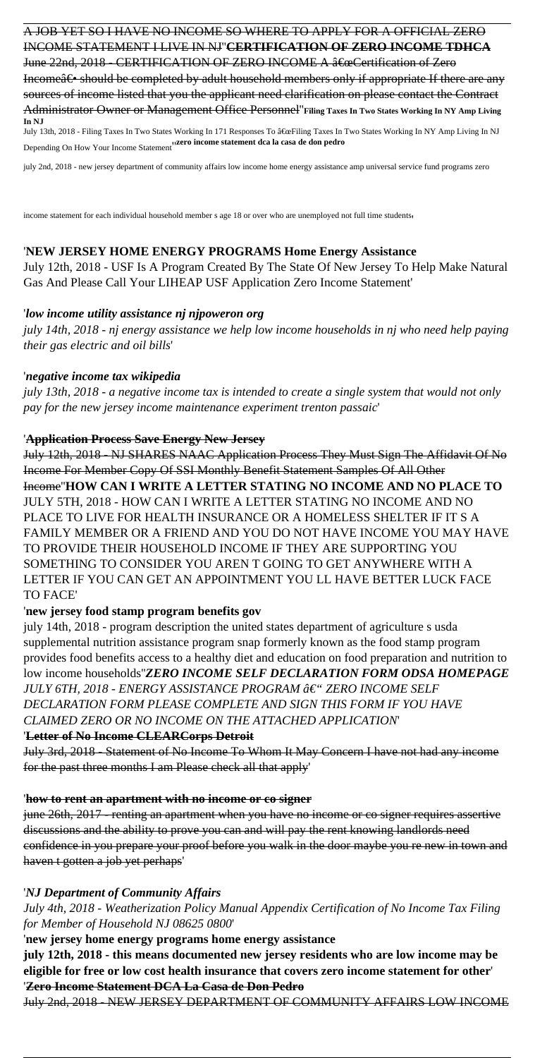A JOB YET SO I HAVE NO INCOME SO WHERE TO APPLY FOR A OFFICIAL ZERO INCOME STATEMENT I LIVE IN NJ''**CERTIFICATION OF ZERO INCOME TDHCA**
June 22nd, 2018 - CERTIFICATION OF ZERO INCOME A â€œCertification of Zero Incomeâ€• should be completed by adult household members only if appropriate If there are any sources of income listed that you the applicant need clarification on please contact the Contract Administrator Owner or Management Office Personnel''**Filing Taxes In Two States Working In NY Amp Living In NJ**
July 13th, 2018 - Filing Taxes In Two States Working In 171 Responses To â€œFiling Taxes In Two States Working In NY Amp Living In NJ Depending On How Your Income Statement''**zero income statement dca la casa de don pedro**
july 2nd, 2018 - new jersey department of community affairs low income home energy assistance amp universal service fund programs zero income statement for each individual household member s age 18 or over who are unemployed not full time students'

'**NEW JERSEY HOME ENERGY PROGRAMS Home Energy Assistance**
July 12th, 2018 - USF Is A Program Created By The State Of New Jersey To Help Make Natural Gas And Please Call Your LIHEAP USF Application Zero Income Statement'

'***low income utility assistance nj njpoweron org***
*july 14th, 2018 - nj energy assistance we help low income households in nj who need help paying their gas electric and oil bills*'

'***negative income tax wikipedia***
*july 13th, 2018 - a negative income tax is intended to create a single system that would not only pay for the new jersey income maintenance experiment trenton passaic*'

'**Application Process Save Energy New Jersey**
July 12th, 2018 - NJ SHARES NAAC Application Process They Must Sign The Affidavit Of No Income For Member Copy Of SSI Monthly Benefit Statement Samples Of All Other Income''**HOW CAN I WRITE A LETTER STATING NO INCOME AND NO PLACE TO**
JULY 5TH, 2018 - HOW CAN I WRITE A LETTER STATING NO INCOME AND NO PLACE TO LIVE FOR HEALTH INSURANCE OR A HOMELESS SHELTER IF IT S A FAMILY MEMBER OR A FRIEND AND YOU DO NOT HAVE INCOME YOU MAY HAVE TO PROVIDE THEIR HOUSEHOLD INCOME IF THEY ARE SUPPORTING YOU SOMETHING TO CONSIDER YOU AREN T GOING TO GET ANYWHERE WITH A LETTER IF YOU CAN GET AN APPOINTMENT YOU LL HAVE BETTER LUCK FACE TO FACE'

'**new jersey food stamp program benefits gov**
july 14th, 2018 - program description the united states department of agriculture s usda supplemental nutrition assistance program snap formerly known as the food stamp program provides food benefits access to a healthy diet and education on food preparation and nutrition to low income households''***ZERO INCOME SELF DECLARATION FORM ODSA HOMEPAGE***
*JULY 6TH, 2018 - ENERGY ASSISTANCE PROGRAM â€" ZERO INCOME SELF DECLARATION FORM PLEASE COMPLETE AND SIGN THIS FORM IF YOU HAVE CLAIMED ZERO OR NO INCOME ON THE ATTACHED APPLICATION*'

'**Letter of No Income CLEARCorps Detroit**
July 3rd, 2018 - Statement of No Income To Whom It May Concern I have not had any income for the past three months I am Please check all that apply'

'**how to rent an apartment with no income or co signer**
june 26th, 2017 - renting an apartment when you have no income or co signer requires assertive discussions and the ability to prove you can and will pay the rent knowing landlords need confidence in you prepare your proof before you walk in the door maybe you re new in town and haven t gotten a job yet perhaps'

'***NJ Department of Community Affairs***
*July 4th, 2018 - Weatherization Policy Manual Appendix Certification of No Income Tax Filing for Member of Household NJ 08625 0800*'

'**new jersey home energy programs home energy assistance**
**july 12th, 2018 - this means documented new jersey residents who are low income may be eligible for free or low cost health insurance that covers zero income statement for other**'

'**Zero Income Statement DCA La Casa de Don Pedro**
July 2nd, 2018 - NEW JERSEY DEPARTMENT OF COMMUNITY AFFAIRS LOW INCOME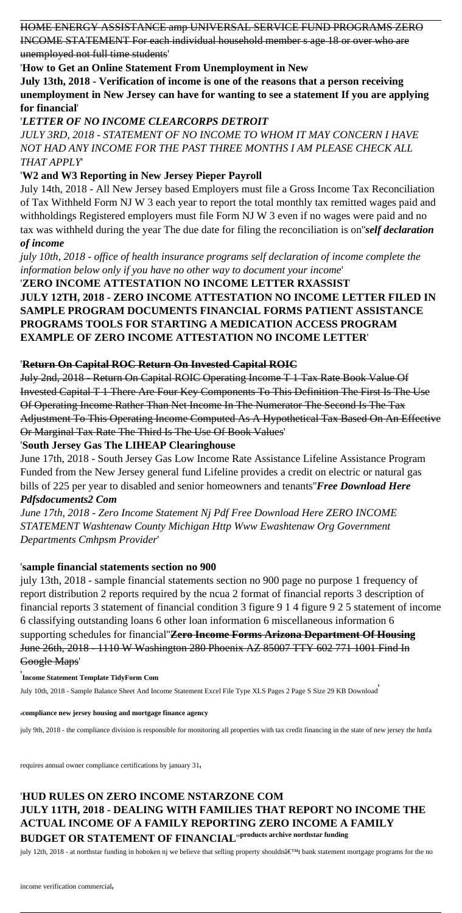HOME ENERGY ASSISTANCE amp UNIVERSAL SERVICE FUND PROGRAMS ZERO INCOME STATEMENT For each individual household member s age 18 or over who are unemployed not full time students'

'**How to Get an Online Statement From Unemployment in New**

**July 13th, 2018 - Verification of income is one of the reasons that a person receiving unemployment in New Jersey can have for wanting to see a statement If you are applying for financial**'

'***LETTER OF NO INCOME CLEARCORPS DETROIT***

*JULY 3RD, 2018 - STATEMENT OF NO INCOME TO WHOM IT MAY CONCERN I HAVE NOT HAD ANY INCOME FOR THE PAST THREE MONTHS I AM PLEASE CHECK ALL THAT APPLY*'

'**W2 and W3 Reporting in New Jersey Pieper Payroll**

July 14th, 2018 - All New Jersey based Employers must file a Gross Income Tax Reconciliation of Tax Withheld Form NJ W 3 each year to report the total monthly tax remitted wages paid and withholdings Registered employers must file Form NJ W 3 even if no wages were paid and no tax was withheld during the year The due date for filing the reconciliation is on''***self declaration of income***

*july 10th, 2018 - office of health insurance programs self declaration of income complete the information below only if you have no other way to document your income*'

'**ZERO INCOME ATTESTATION NO INCOME LETTER RXASSIST JULY 12TH, 2018 - ZERO INCOME ATTESTATION NO INCOME LETTER FILED IN SAMPLE PROGRAM DOCUMENTS FINANCIAL FORMS PATIENT ASSISTANCE PROGRAMS TOOLS FOR STARTING A MEDICATION ACCESS PROGRAM EXAMPLE OF ZERO INCOME ATTESTATION NO INCOME LETTER**'

'~~**Return On Capital ROC Return On Invested Capital ROIC**~~

~~July 2nd, 2018 - Return On Capital ROIC Operating Income T 1 Tax Rate Book Value Of Invested Capital T 1 There Are Four Key Components To This Definition The First Is The Use Of Operating Income Rather Than Net Income In The Numerator The Second Is The Tax Adjustment To This Operating Income Computed As A Hypothetical Tax Based On An Effective Or Marginal Tax Rate The Third Is The Use Of Book Values~~'

'**South Jersey Gas The LIHEAP Clearinghouse**

June 17th, 2018 - South Jersey Gas Low Income Rate Assistance Lifeline Assistance Program Funded from the New Jersey general fund Lifeline provides a credit on electric or natural gas bills of 225 per year to disabled and senior homeowners and tenants''***Free Download Here Pdfsdocuments2 Com***

*June 17th, 2018 - Zero Income Statement Nj Pdf Free Download Here ZERO INCOME STATEMENT Washtenaw County Michigan Http Www Ewashtenaw Org Government Departments Cmhpsm Provider*'

'**sample financial statements section no 900**

july 13th, 2018 - sample financial statements section no 900 page no purpose 1 frequency of report distribution 2 reports required by the ncua 2 format of financial reports 3 description of financial reports 3 statement of financial condition 3 figure 9 1 4 figure 9 2 5 statement of income 6 classifying outstanding loans 6 other loan information 6 miscellaneous information 6 supporting schedules for financial''~~**Zero Income Forms Arizona Department Of Housing**~~
~~June 26th, 2018 - 1110 W Washington 280 Phoenix AZ 85007 TTY 602 771 1001 Find In Google Maps~~'

'**Income Statement Template TidyForm Com**

July 10th, 2018 - Sample Balance Sheet And Income Statement Excel File Type XLS Pages 2 Page S Size 29 KB Download'

'**compliance new jersey housing and mortgage finance agency**

july 9th, 2018 - the compliance division is responsible for monitoring all properties with tax credit financing in the state of new jersey the hmfa requires annual owner compliance certifications by january 31'

'**HUD RULES ON ZERO INCOME NSTARZONE COM JULY 11TH, 2018 - DEALING WITH FAMILIES THAT REPORT NO INCOME THE ACTUAL INCOME OF A FAMILY REPORTING ZERO INCOME A FAMILY BUDGET OR STATEMENT OF FINANCIAL**''**products archive northstar funding**

july 12th, 2018 - at northstar funding in hoboken nj we believe that selling property shouldnâ€™t bank statement mortgage programs for the no income verification commercial'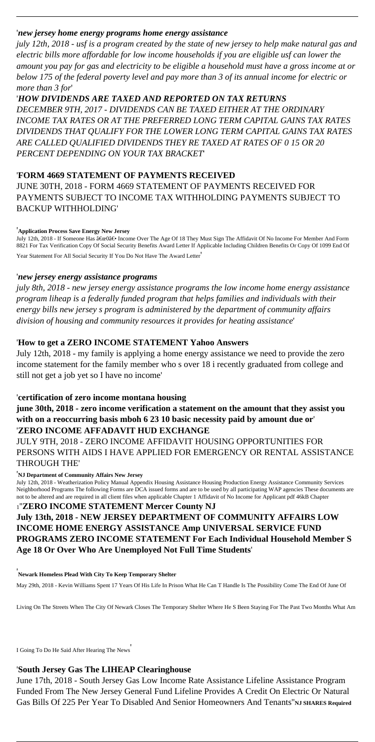'*new jersey home energy programs home energy assistance*

*july 12th, 2018 - usf is a program created by the state of new jersey to help make natural gas and electric bills more affordable for low income households if you are eligible usf can lower the amount you pay for gas and electricity to be eligible a household must have a gross income at or below 175 of the federal poverty level and pay more than 3 of its annual income for electric or more than 3 for*'

'***HOW DIVIDENDS ARE TAXED AND REPORTED ON TAX RETURNS***

*DECEMBER 9TH, 2017 - DIVIDENDS CAN BE TAXED EITHER AT THE ORDINARY INCOME TAX RATES OR AT THE PREFERRED LONG TERM CAPITAL GAINS TAX RATES DIVIDENDS THAT QUALIFY FOR THE LOWER LONG TERM CAPITAL GAINS TAX RATES ARE CALLED QUALIFIED DIVIDENDS THEY RE TAXED AT RATES OF 0 15 OR 20 PERCENT DEPENDING ON YOUR TAX BRACKET*'

'**FORM 4669 STATEMENT OF PAYMENTS RECEIVED**

JUNE 30TH, 2018 - FORM 4669 STATEMENT OF PAYMENTS RECEIVED FOR PAYMENTS SUBJECT TO INCOME TAX WITHHOLDING PAYMENTS SUBJECT TO BACKUP WITHHOLDING'

'**Application Process Save Energy New Jersey**

July 12th, 2018 - If Someone Has â€œ0â€• Income Over The Age Of 18 They Must Sign The Affidavit Of No Income For Member And Form 8821 For Tax Verification Copy Of Social Security Benefits Award Letter If Applicable Including Children Benefits Or Copy Of 1099 End Of Year Statement For All Social Security If You Do Not Have The Award Letter'

'*new jersey energy assistance programs*

*july 8th, 2018 - new jersey energy assistance programs the low income home energy assistance program liheap is a federally funded program that helps families and individuals with their energy bills new jersey s program is administered by the department of community affairs division of housing and community resources it provides for heating assistance*'

'**How to get a ZERO INCOME STATEMENT Yahoo Answers**

July 12th, 2018 - my family is applying a home energy assistance we need to provide the zero income statement for the family member who s over 18 i recently graduated from college and still not get a job yet so I have no income'

'**certification of zero income montana housing**

**june 30th, 2018 - zero income verification a statement on the amount that they assist you with on a reoccurring basis mboh 6 23 10 basic necessity paid by amount due or**'

'**ZERO INCOME AFFADAVIT HUD EXCHANGE**

JULY 9TH, 2018 - ZERO INCOME AFFIDAVIT HOUSING OPPORTUNITIES FOR PERSONS WITH AIDS I HAVE APPLIED FOR EMERGENCY OR RENTAL ASSISTANCE THROUGH THE'

'**NJ Department of Community Affairs New Jersey**

July 12th, 2018 - Weatherization Policy Manual Appendix Housing Assistance Housing Production Energy Assistance Community Services Neighborhood Programs The following Forms are DCA issued forms and are to be used by all participating WAP agencies These documents are not to be altered and are required in all client files when applicable Chapter 1 Affidavit of No Income for Applicant pdf 46kB Chapter 1''**ZERO INCOME STATEMENT Mercer County NJ**

**July 13th, 2018 - NEW JERSEY DEPARTMENT OF COMMUNITY AFFAIRS LOW INCOME HOME ENERGY ASSISTANCE Amp UNIVERSAL SERVICE FUND PROGRAMS ZERO INCOME STATEMENT For Each Individual Household Member S Age 18 Or Over Who Are Unemployed Not Full Time Students**'

'**Newark Homeless Plead With City To Keep Temporary Shelter**

May 29th, 2018 - Kevin Williams Spent 17 Years Of His Life In Prison What He Can T Handle Is The Possibility Come The End Of June Of Living On The Streets When The City Of Newark Closes The Temporary Shelter Where He S Been Staying For The Past Two Months What Am I Going To Do He Said After Hearing The News'

'**South Jersey Gas The LIHEAP Clearinghouse**

June 17th, 2018 - South Jersey Gas Low Income Rate Assistance Lifeline Assistance Program Funded From The New Jersey General Fund Lifeline Provides A Credit On Electric Or Natural Gas Bills Of 225 Per Year To Disabled And Senior Homeowners And Tenants''**NJ SHARES Required**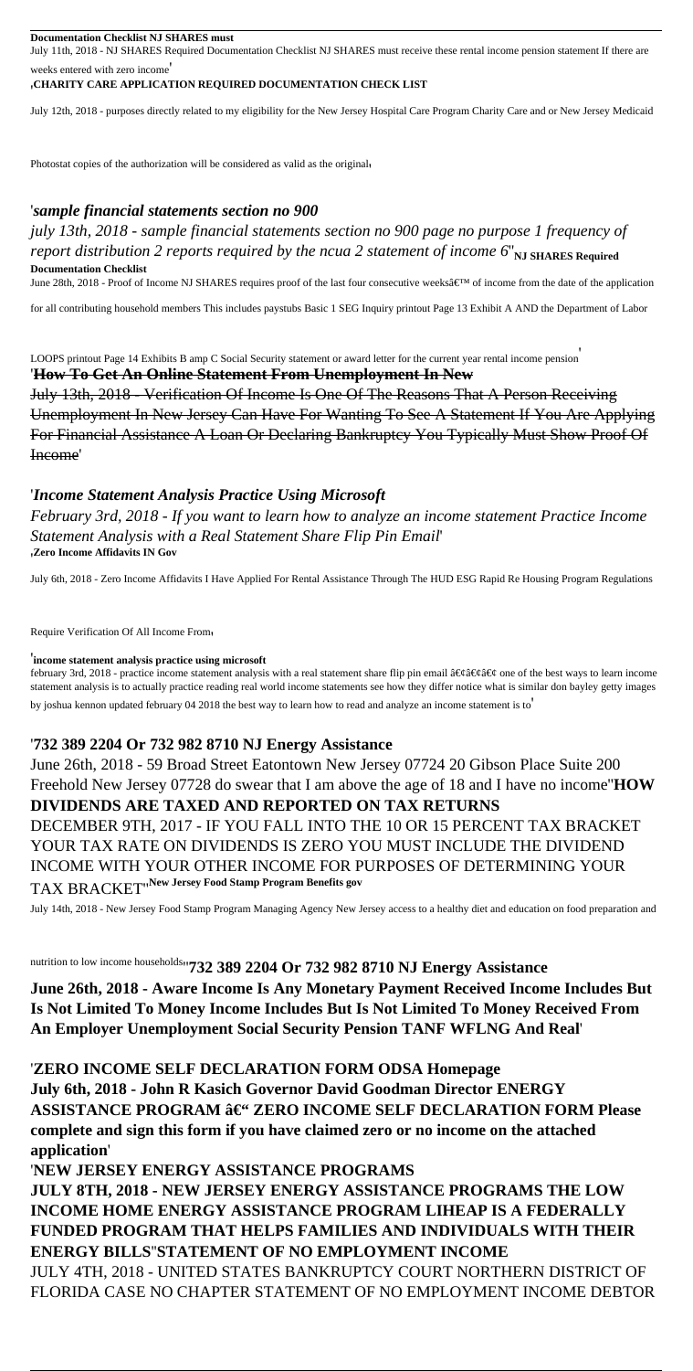**Documentation Checklist NJ SHARES must**

July 11th, 2018 - NJ SHARES Required Documentation Checklist NJ SHARES must receive these rental income pension statement If there are weeks entered with zero income'

'**CHARITY CARE APPLICATION REQUIRED DOCUMENTATION CHECK LIST**

July 12th, 2018 - purposes directly related to my eligibility for the New Jersey Hospital Care Program Charity Care and or New Jersey Medicaid

Photostat copies of the authorization will be considered as valid as the original'

'*sample financial statements section no 900*

*july 13th, 2018 - sample financial statements section no 900 page no purpose 1 frequency of report distribution 2 reports required by the ncua 2 statement of income 6*''**NJ SHARES Required Documentation Checklist**

June 28th, 2018 - Proof of Income NJ SHARES requires proof of the last four consecutive weeks’ of income from the date of the application for all contributing household members This includes paystubs Basic 1 SEG Inquiry printout Page 13 Exhibit A AND the Department of Labor LOOPS printout Page 14 Exhibits B amp C Social Security statement or award letter for the current year rental income pension'

'**How To Get An Online Statement From Unemployment In New**

~~July 13th, 2018 - Verification Of Income Is One Of The Reasons That A Person Receiving Unemployment In New Jersey Can Have For Wanting To See A Statement If You Are Applying For Financial Assistance A Loan Or Declaring Bankruptcy You Typically Must Show Proof Of Income~~'

'*Income Statement Analysis Practice Using Microsoft*

*February 3rd, 2018 - If you want to learn how to analyze an income statement Practice Income Statement Analysis with a Real Statement Share Flip Pin Email*'

'**Zero Income Affidavits IN Gov**

July 6th, 2018 - Zero Income Affidavits I Have Applied For Rental Assistance Through The HUD ESG Rapid Re Housing Program Regulations Require Verification Of All Income From'

'**income statement analysis practice using microsoft**

february 3rd, 2018 - practice income statement analysis with a real statement share flip pin email â€¢â€¢ one of the best ways to learn income statement analysis is to actually practice reading real world income statements see how they differ notice what is similar don bayley getty images by joshua kennon updated february 04 2018 the best way to learn how to read and analyze an income statement is to'

'**732 389 2204 Or 732 982 8710 NJ Energy Assistance**

June 26th, 2018 - 59 Broad Street Eatontown New Jersey 07724 20 Gibson Place Suite 200 Freehold New Jersey 07728 do swear that I am above the age of 18 and I have no income''**HOW DIVIDENDS ARE TAXED AND REPORTED ON TAX RETURNS**

DECEMBER 9TH, 2017 - IF YOU FALL INTO THE 10 OR 15 PERCENT TAX BRACKET YOUR TAX RATE ON DIVIDENDS IS ZERO YOU MUST INCLUDE THE DIVIDEND INCOME WITH YOUR OTHER INCOME FOR PURPOSES OF DETERMINING YOUR TAX BRACKET''**New Jersey Food Stamp Program Benefits gov**

July 14th, 2018 - New Jersey Food Stamp Program Managing Agency New Jersey access to a healthy diet and education on food preparation and nutrition to low income households''**732 389 2204 Or 732 982 8710 NJ Energy Assistance**

**June 26th, 2018 - Aware Income Is Any Monetary Payment Received Income Includes But Is Not Limited To Money Income Includes But Is Not Limited To Money Received From An Employer Unemployment Social Security Pension TANF WFLNG And Real**'

'**ZERO INCOME SELF DECLARATION FORM ODSA Homepage**

**July 6th, 2018 - John R Kasich Governor David Goodman Director ENERGY ASSISTANCE PROGRAM â€“ ZERO INCOME SELF DECLARATION FORM Please complete and sign this form if you have claimed zero or no income on the attached application**'

'**NEW JERSEY ENERGY ASSISTANCE PROGRAMS**

**JULY 8TH, 2018 - NEW JERSEY ENERGY ASSISTANCE PROGRAMS THE LOW INCOME HOME ENERGY ASSISTANCE PROGRAM LIHEAP IS A FEDERALLY FUNDED PROGRAM THAT HELPS FAMILIES AND INDIVIDUALS WITH THEIR ENERGY BILLS**''**STATEMENT OF NO EMPLOYMENT INCOME**

JULY 4TH, 2018 - UNITED STATES BANKRUPTCY COURT NORTHERN DISTRICT OF FLORIDA CASE NO CHAPTER STATEMENT OF NO EMPLOYMENT INCOME DEBTOR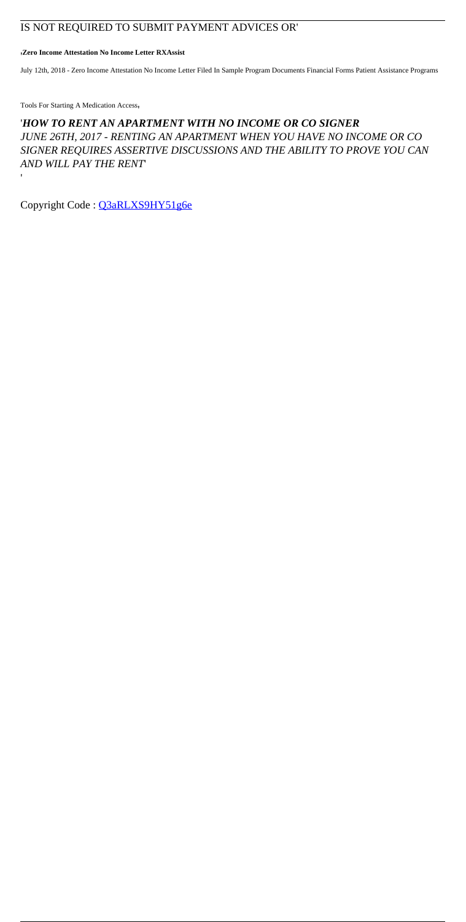IS NOT REQUIRED TO SUBMIT PAYMENT ADVICES OR'

'**Zero Income Attestation No Income Letter RXAssist**

July 12th, 2018 - Zero Income Attestation No Income Letter Filed In Sample Program Documents Financial Forms Patient Assistance Programs Tools For Starting A Medication Access'

'***HOW TO RENT AN APARTMENT WITH NO INCOME OR CO SIGNER***
*JUNE 26TH, 2017 - RENTING AN APARTMENT WHEN YOU HAVE NO INCOME OR CO SIGNER REQUIRES ASSERTIVE DISCUSSIONS AND THE ABILITY TO PROVE YOU CAN AND WILL PAY THE RENT*'
'

Copyright Code : Q3aRLXS9HY51g6e